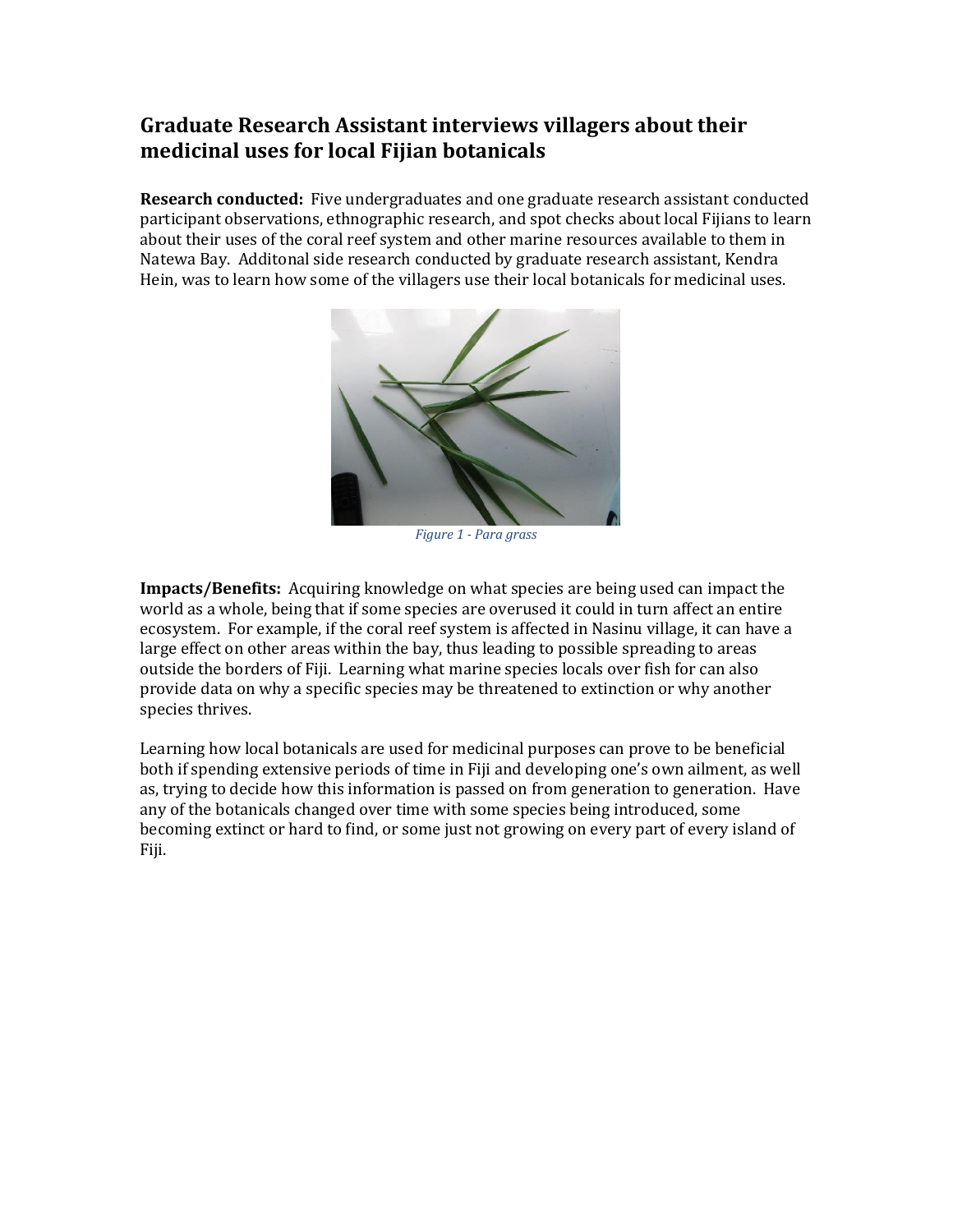## Graduate Research Assistant interviews villagers about their medicinal uses for local Fijian botanicals

**Research conducted:** Five undergraduates and one graduate research assistant conducted participant observations, ethnographic research, and spot checks about local Fijians to learn about their uses of the coral reef system and other marine resources available to them in Natewa Bay. Additonal side research conducted by graduate research assistant, Kendra Hein, was to learn how some of the villagers use their local botanicals for medicinal uses.

*Figure 1 - Para grass*

**Impacts/Benefits:** Acquiring knowledge on what species are being used can impact the world as a whole, being that if some species are overused it could in turn affect an entire ecosystem. For example, if the coral reef system is affected in Nasinu village, it can have a large effect on other areas within the bay, thus leading to possible spreading to areas outside the borders of Fiji. Learning what marine species locals over fish for can also provide data on why a specific species may be threatened to extinction or why another species thrives.

Learning how local botanicals are used for medicinal purposes can prove to be beneficial both if spending extensive periods of time in Fiji and developing one's own ailment, as well as, trying to decide how this information is passed on from generation to generation. Have any of the botanicals changed over time with some species being introduced, some becoming extinct or hard to find, or some just not growing on every part of every island of Fiji.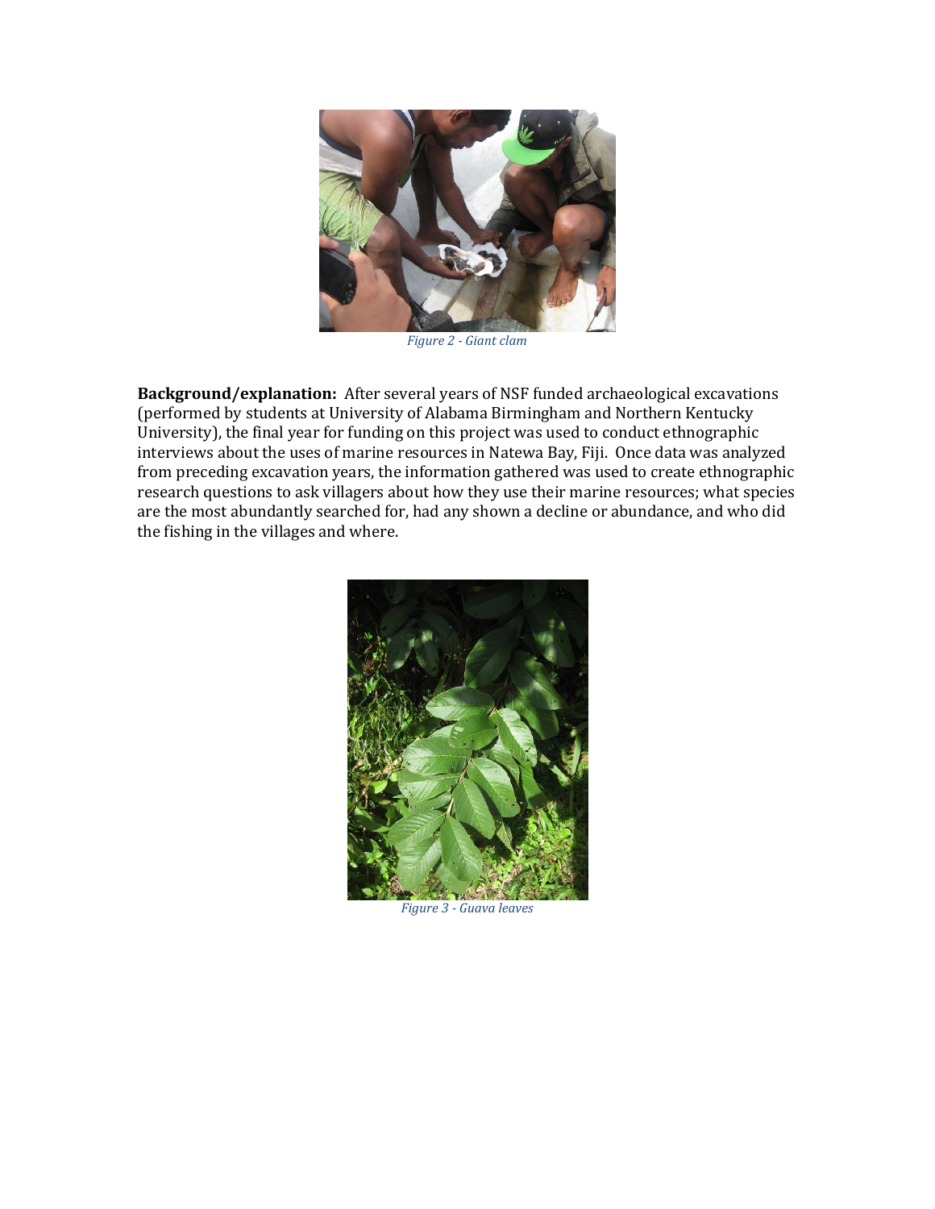*Figure 2 - Giant clam*

**Background/explanation:** After several years of NSF funded archaeological excavations (performed by students at University of Alabama Birmingham and Northern Kentucky University), the final year for funding on this project was used to conduct ethnographic interviews about the uses of marine resources in Natewa Bay, Fiji. Once data was analyzed from preceding excavation years, the information gathered was used to create ethnographic research questions to ask villagers about how they use their marine resources; what species are the most abundantly searched for, had any shown a decline or abundance, and who did the fishing in the villages and where.

*Figure 3 - Guava leaves*